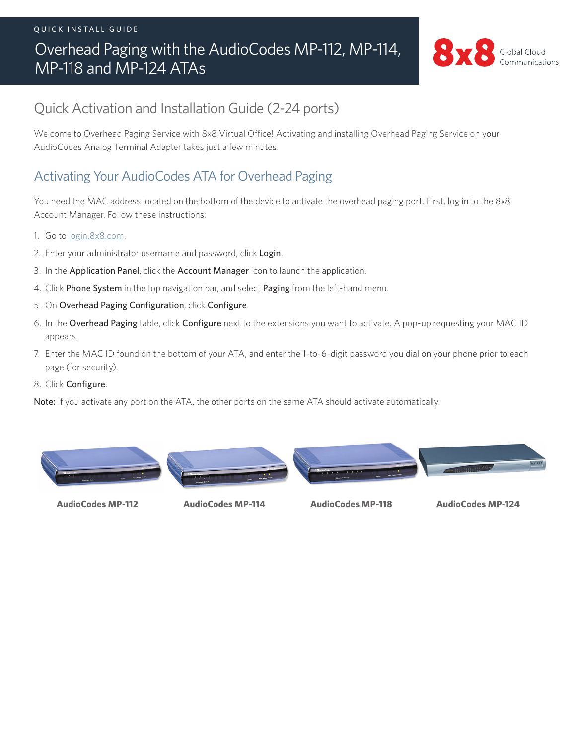QUICK INSTALL GUIDE

# Overhead Paging with the AudioCodes MP-112, MP-114, MP-118 and MP-124 ATAs

8x8 Global Cloud Communications

## Quick Activation and Installation Guide (2-24 ports)

Welcome to Overhead Paging Service with 8x8 Virtual Office! Activating and installing Overhead Paging Service on your AudioCodes Analog Terminal Adapter takes just a few minutes.

## Activating Your AudioCodes ATA for Overhead Paging

You need the MAC address located on the bottom of the device to activate the overhead paging port. First, log in to the 8x8 Account Manager. Follow these instructions:

1. Go to login.8x8.com.
2. Enter your administrator username and password, click **Login**.
3. In the **Application Panel**, click the **Account Manager** icon to launch the application.
4. Click **Phone System** in the top navigation bar, and select **Paging** from the left-hand menu.
5. On **Overhead Paging Configuration**, click **Configure**.
6. In the **Overhead Paging** table, click **Configure** next to the extensions you want to activate. A pop-up requesting your MAC ID appears.
7. Enter the MAC ID found on the bottom of your ATA, and enter the 1-to-6-digit password you dial on your phone prior to each page (for security).
8. Click **Configure**.

**Note:** If you activate any port on the ATA, the other ports on the same ATA should activate automatically.

**AudioCodes MP-112** **AudioCodes MP-114** **AudioCodes MP-118** **AudioCodes MP-124**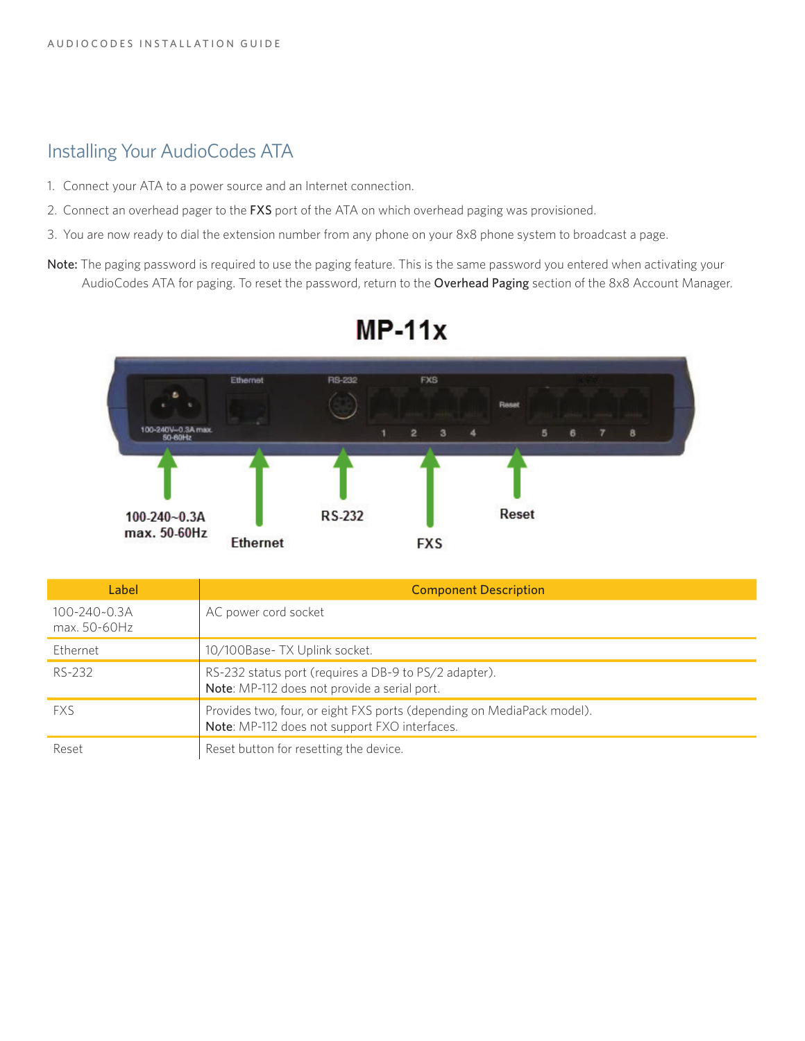## Installing Your AudioCodes ATA

1. Connect your ATA to a power source and an Internet connection.
2. Connect an overhead pager to the **FXS** port of the ATA on which overhead paging was provisioned.
3. You are now ready to dial the extension number from any phone on your 8x8 phone system to broadcast a page.

**Note:** The paging password is required to use the paging feature. This is the same password you entered when activating your AudioCodes ATA for paging. To reset the password, return to the **Overhead Paging** section of the 8x8 Account Manager.

**MP-11x**

| Label | Component Description |
|---|---|
| 100-240~0.3A max. 50-60Hz | AC power cord socket |
| Ethernet | 10/100Base- TX Uplink socket. |
| RS-232 | RS-232 status port (requires a DB-9 to PS/2 adapter). **Note**: MP-112 does not provide a serial port. |
| FXS | Provides two, four, or eight FXS ports (depending on MediaPack model). **Note**: MP-112 does not support FXO interfaces. |
| Reset | Reset button for resetting the device. |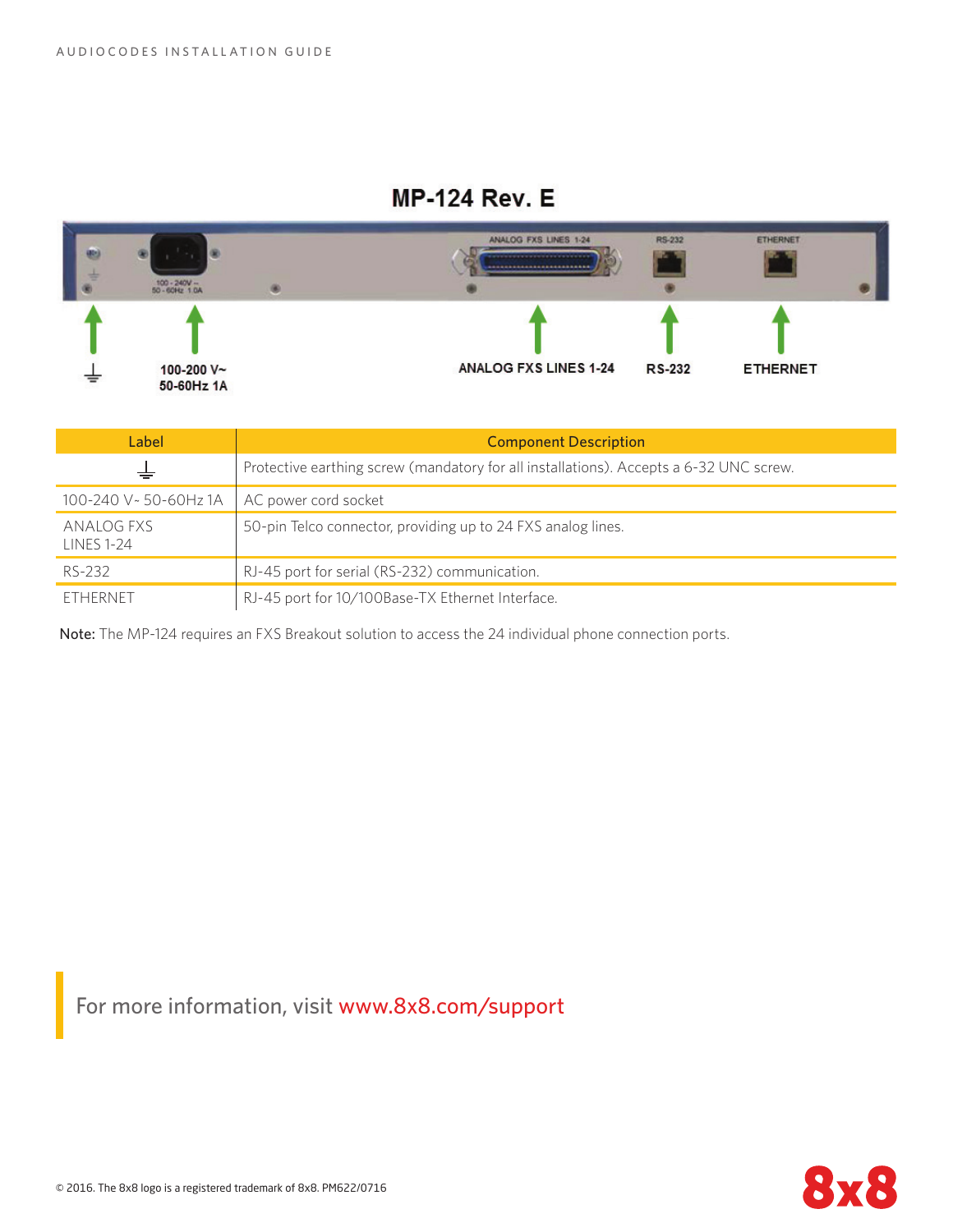## MP-124 Rev. E

⏚

100-200 V~
50-60Hz 1A

ANALOG FXS LINES 1-24

RS-232

ETHERNET

| Label | Component Description |
|---|---|
| ⏚ | Protective earthing screw (mandatory for all installations). Accepts a 6-32 UNC screw. |
| 100-240 V~ 50-60Hz 1A | AC power cord socket |
| ANALOG FXS LINES 1-24 | 50-pin Telco connector, providing up to 24 FXS analog lines. |
| RS-232 | RJ-45 port for serial (RS-232) communication. |
| ETHERNET | RJ-45 port for 10/100Base-TX Ethernet Interface. |

**Note:** The MP-124 requires an FXS Breakout solution to access the 24 individual phone connection ports.

For more information, visit www.8x8.com/support

© 2016. The 8x8 logo is a registered trademark of 8x8. PM622/0716